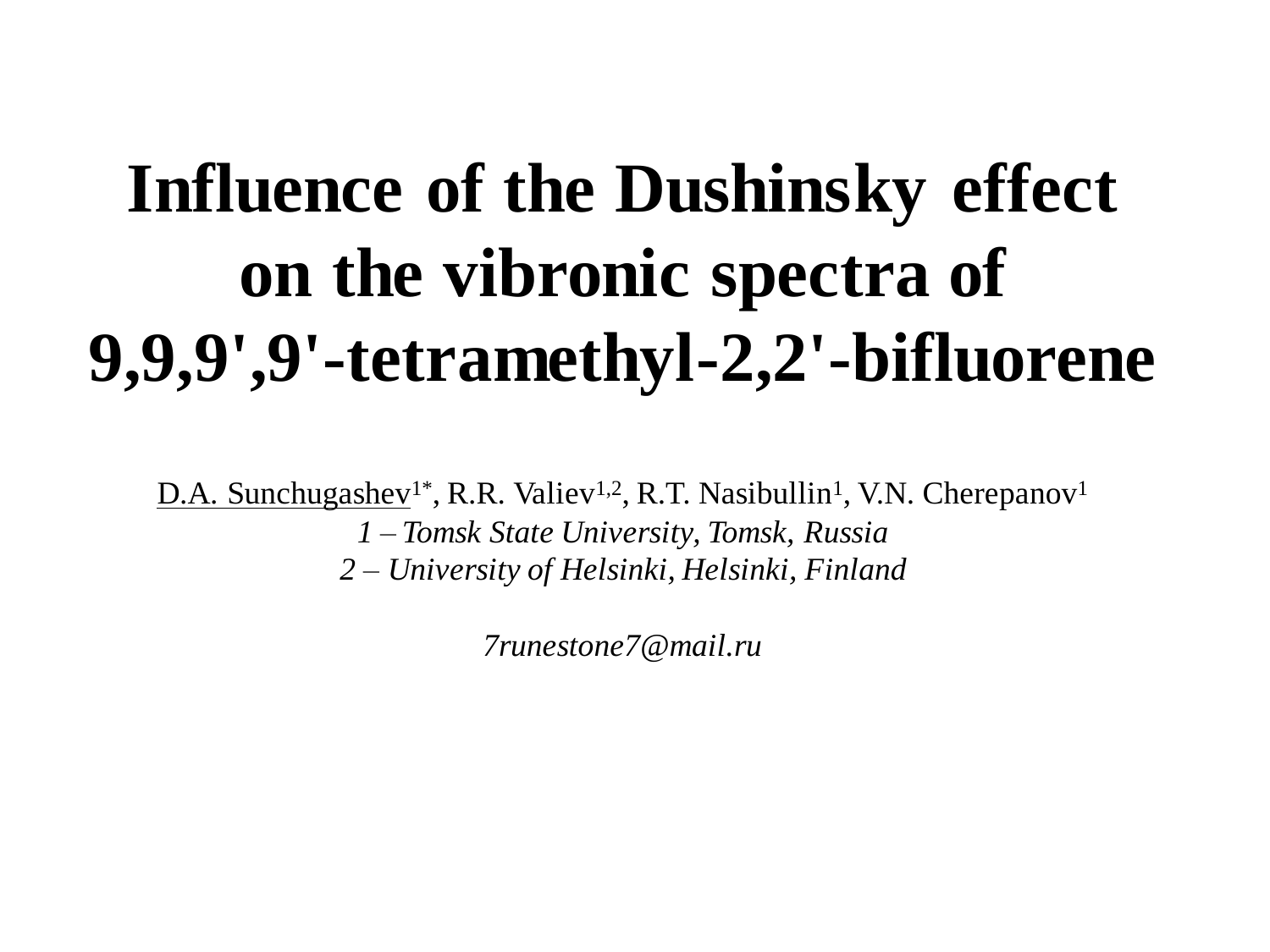# Influence of the Dushinsky effect on the vibronic spectra of 9,9,9',9'-tetramethyl-2,2'-bifluorene

D.A. Sunchugashev[1*], R.R. Valiev[1,2], R.T. Nasibullin[1], V.N. Cherepanov[1]

*1 – Tomsk State University, Tomsk, Russia*

*2 – University of Helsinki, Helsinki, Finland*

*7runestone7@mail.ru*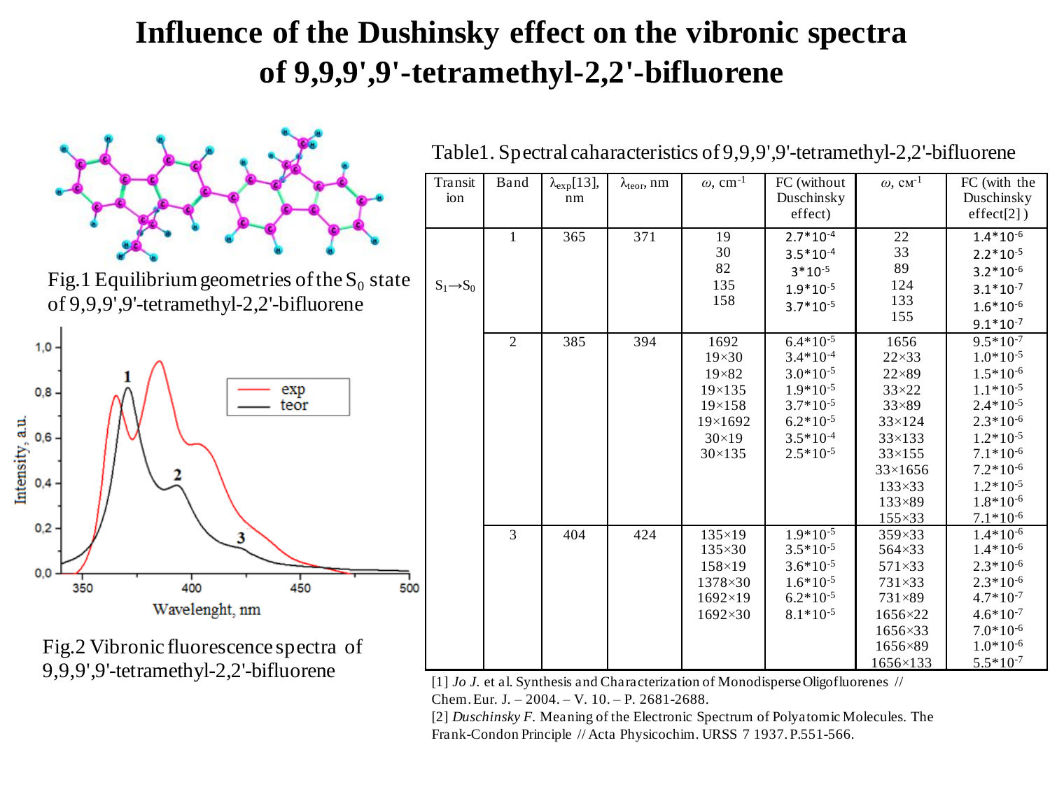# Influence of the Dushinsky effect on the vibronic spectra of 9,9,9',9'-tetramethyl-2,2'-bifluorene

Fig.1 Equilibrium geometries of the $S_0$ state of 9,9,9',9'-tetramethyl-2,2'-bifluorene

Fig.2 Vibronic fluorescence spectra of 9,9,9',9'-tetramethyl-2,2'-bifluorene

Table1. Spectral caharacteristics of 9,9,9',9'-tetramethyl-2,2'-bifluorene

| Transition | Band | $\lambda_{exp}$[13], nm | $\lambda_{teor}$, nm | $\omega$, cm$^{-1}$ | FC (without Duschinsky effect) | $\omega$, cм$^{-1}$ | FC (with the Duschinsky effect[2]) |
|---|---|---|---|---|---|---|---|
| $S_1 \rightarrow S_0$ | 1 | 365 | 371 | 19<br>30<br>82<br>135<br>158 | $2.7*10^{-4}$<br>$3.5*10^{-4}$<br>$3*10^{-5}$<br>$1.9*10^{-5}$<br>$3.7*10^{-5}$ | 22<br>33<br>89<br>124<br>133<br>155 | $1.4*10^{-6}$<br>$2.2*10^{-5}$<br>$3.2*10^{-6}$<br>$3.1*10^{-7}$<br>$1.6*10^{-6}$<br>$9.1*10^{-7}$ |
| | 2 | 385 | 394 | 1692<br>19×30<br>19×82<br>19×135<br>19×158<br>19×1692<br>30×19<br>30×135 | $6.4*10^{-5}$<br>$3.4*10^{-4}$<br>$3.0*10^{-5}$<br>$1.9*10^{-5}$<br>$3.7*10^{-5}$<br>$6.2*10^{-5}$<br>$3.5*10^{-4}$<br>$2.5*10^{-5}$ | 1656<br>22×33<br>22×89<br>33×22<br>33×89<br>33×124<br>33×133<br>33×155<br>33×1656<br>133×33<br>133×89<br>155×33 | $9.5*10^{-7}$<br>$1.0*10^{-5}$<br>$1.5*10^{-6}$<br>$1.1*10^{-5}$<br>$2.4*10^{-5}$<br>$2.3*10^{-6}$<br>$1.2*10^{-5}$<br>$7.1*10^{-6}$<br>$7.2*10^{-6}$<br>$1.2*10^{-5}$<br>$1.8*10^{-6}$<br>$7.1*10^{-6}$ |
| | 3 | 404 | 424 | 135×19<br>135×30<br>158×19<br>1378×30<br>1692×19<br>1692×30 | $1.9*10^{-5}$<br>$3.5*10^{-5}$<br>$3.6*10^{-5}$<br>$1.6*10^{-5}$<br>$6.2*10^{-5}$<br>$8.1*10^{-5}$ | 359×33<br>564×33<br>571×33<br>731×33<br>731×89<br>1656×22<br>1656×33<br>1656×89<br>1656×133 | $1.4*10^{-6}$<br>$1.4*10^{-6}$<br>$2.3*10^{-6}$<br>$2.3*10^{-6}$<br>$4.7*10^{-7}$<br>$4.6*10^{-7}$<br>$7.0*10^{-6}$<br>$1.0*10^{-6}$<br>$5.5*10^{-7}$ |

[1] *Jo J.* et al. Synthesis and Characterization of Monodisperse Oligofluorenes // Chem. Eur. J. – 2004. – V. 10. – P. 2681-2688.

[2] *Duschinsky F.* Meaning of the Electronic Spectrum of Polyatomic Molecules. The Frank-Condon Principle // Acta Physicochim. URSS 7 1937. P.551-566.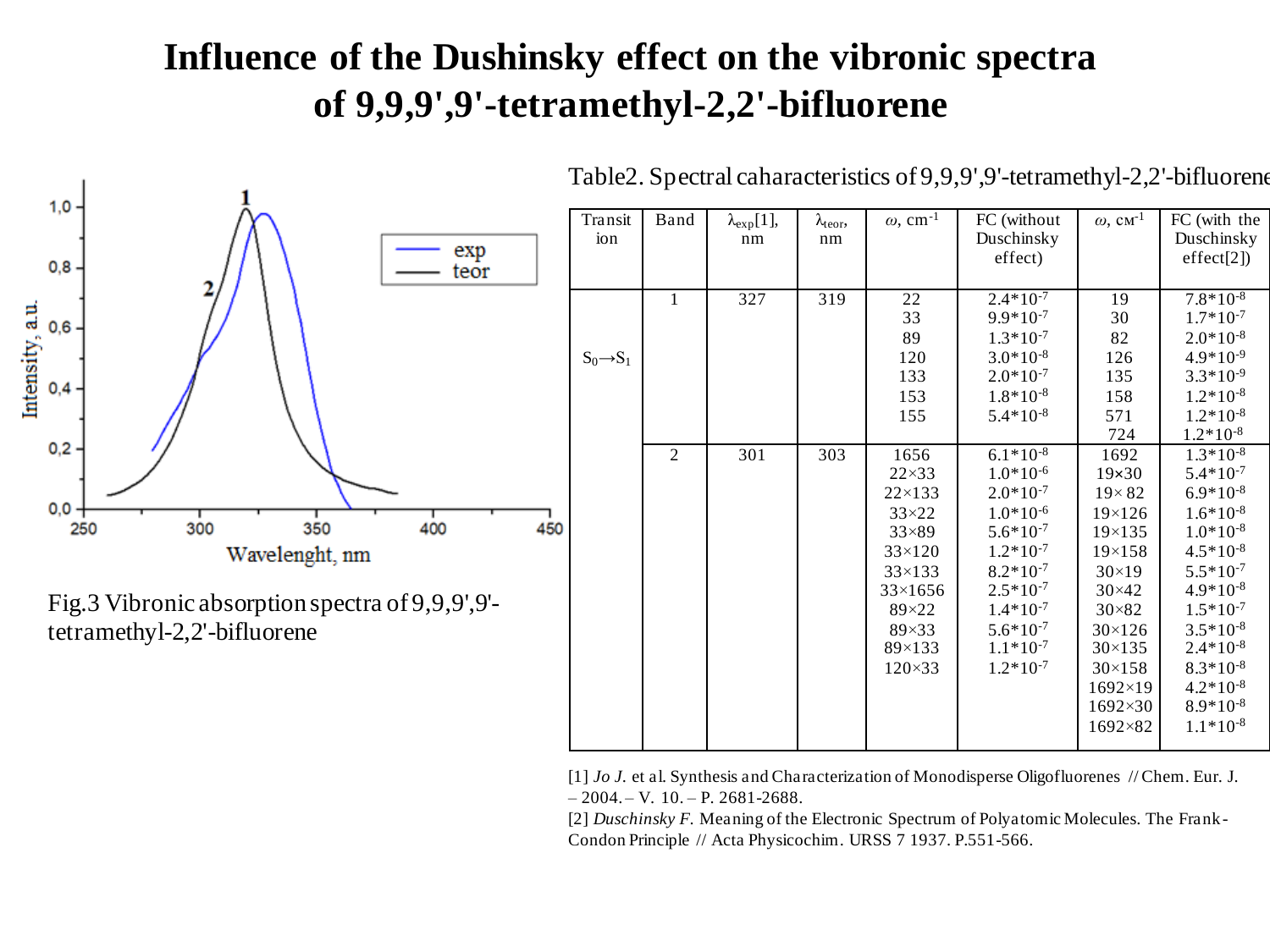# Influence of the Dushinsky effect on the vibronic spectra of 9,9,9',9'-tetramethyl-2,2'-bifluorene

Fig.3 Vibronic absorption spectra of 9,9,9',9'-tetramethyl-2,2'-bifluorene

Table2. Spectral caharacteristics of 9,9,9',9'-tetramethyl-2,2'-bifluorene

| Transition | Band | $\lambda_{exp}$[1], nm | $\lambda_{teor}$, nm | $\omega$, cm$^{-1}$ | FC (without Duschinsky effect) | $\omega$, см$^{-1}$ | FC (with the Duschinsky effect[2]) |
|---|---|---|---|---|---|---|---|
| $S_0 \rightarrow S_1$ | 1 | 327 | 319 | 22 | 2.4*10$^{-7}$ | 19 | 7.8*10$^{-8}$ |
| | | | | 33 | 9.9*10$^{-7}$ | 30 | 1.7*10$^{-7}$ |
| | | | | 89 | 1.3*10$^{-7}$ | 82 | 2.0*10$^{-8}$ |
| | | | | 120 | 3.0*10$^{-8}$ | 126 | 4.9*10$^{-9}$ |
| | | | | 133 | 2.0*10$^{-7}$ | 135 | 3.3*10$^{-9}$ |
| | | | | 153 | 1.8*10$^{-8}$ | 158 | 1.2*10$^{-8}$ |
| | | | | 155 | 5.4*10$^{-8}$ | 571 | 1.2*10$^{-8}$ |
| | | | | | | 724 | 1.2*10$^{-8}$ |
| | 2 | 301 | 303 | 1656 | 6.1*10$^{-8}$ | 1692 | 1.3*10$^{-8}$ |
| | | | | 22×33 | 1.0*10$^{-6}$ | 19×30 | 5.4*10$^{-7}$ |
| | | | | 22×133 | 2.0*10$^{-7}$ | 19× 82 | 6.9*10$^{-8}$ |
| | | | | 33×22 | 1.0*10$^{-6}$ | 19×126 | 1.6*10$^{-8}$ |
| | | | | 33×89 | 5.6*10$^{-7}$ | 19×135 | 1.0*10$^{-8}$ |
| | | | | 33×120 | 1.2*10$^{-7}$ | 19×158 | 4.5*10$^{-8}$ |
| | | | | 33×133 | 8.2*10$^{-7}$ | 30×19 | 5.5*10$^{-7}$ |
| | | | | 33×1656 | 2.5*10$^{-7}$ | 30×42 | 4.9*10$^{-8}$ |
| | | | | 89×22 | 1.4*10$^{-7}$ | 30×82 | 1.5*10$^{-7}$ |
| | | | | 89×33 | 5.6*10$^{-7}$ | 30×126 | 3.5*10$^{-8}$ |
| | | | | 89×133 | 1.1*10$^{-7}$ | 30×135 | 2.4*10$^{-8}$ |
| | | | | 120×33 | 1.2*10$^{-7}$ | 30×158 | 8.3*10$^{-8}$ |
| | | | | | | 1692×19 | 4.2*10$^{-8}$ |
| | | | | | | 1692×30 | 8.9*10$^{-8}$ |
| | | | | | | 1692×82 | 1.1*10$^{-8}$ |

[1] *Jo J.* et al. Synthesis and Characterization of Monodisperse Oligofluorenes // Chem. Eur. J. – 2004. – V. 10. – P. 2681-2688.

[2] *Duschinsky F.* Meaning of the Electronic Spectrum of Polyatomic Molecules. The Frank-Condon Principle // Acta Physicochim. URSS 7 1937. P.551-566.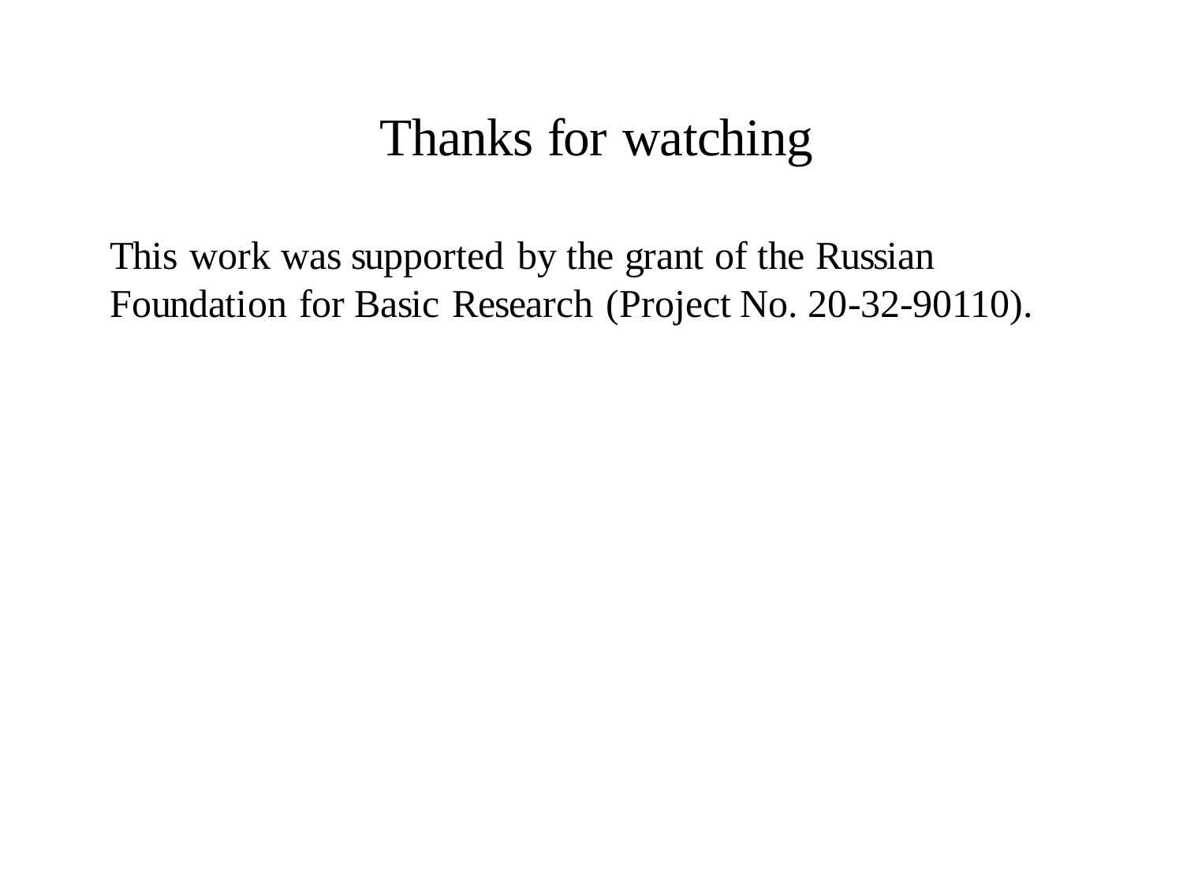# Thanks for watching

This work was supported by the grant of the Russian Foundation for Basic Research (Project No. 20-32-90110).